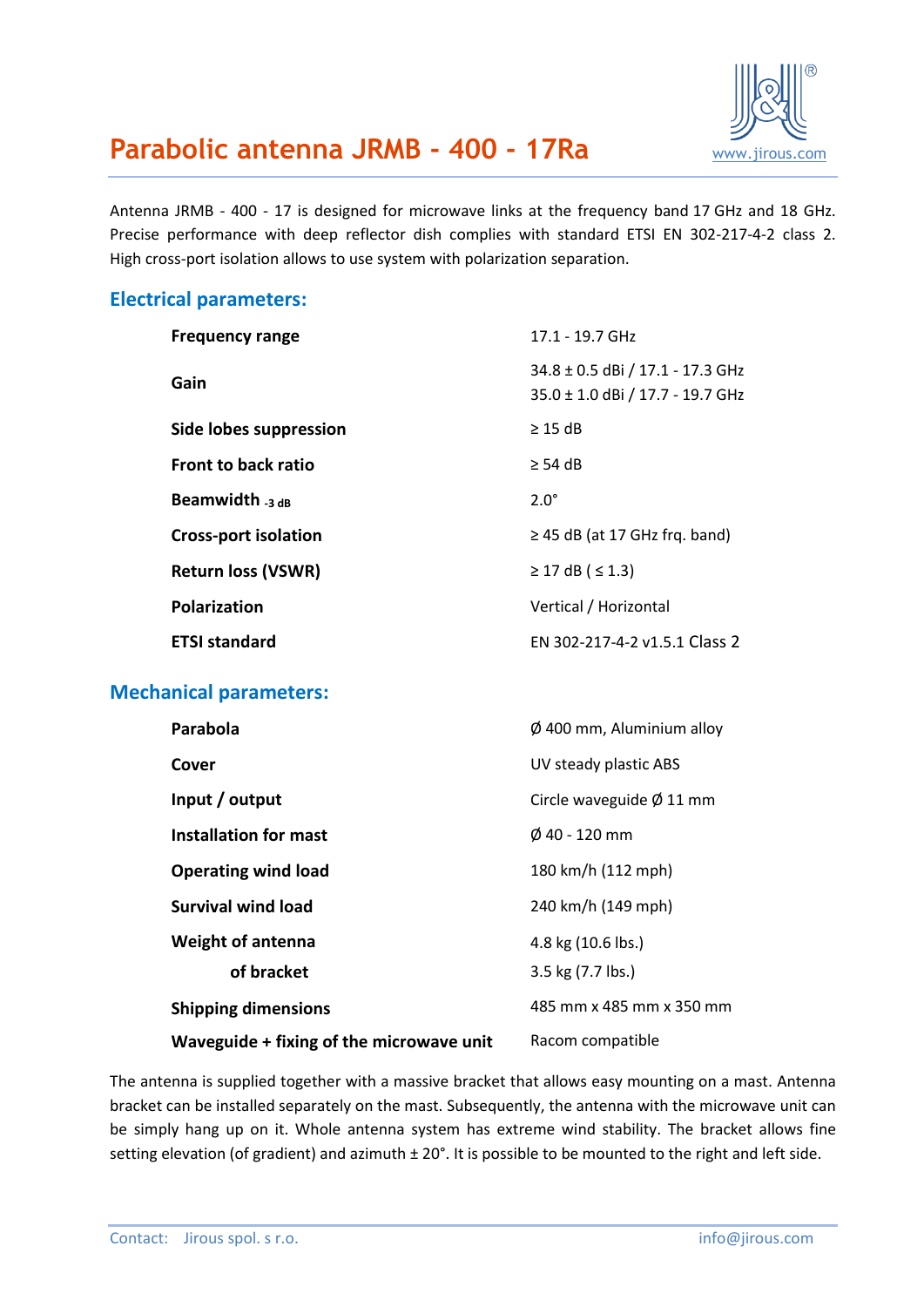# Parabolic antenna JRMB - 400 - 17Ra

www.jirous.com

Antenna JRMB - 400 - 17 is designed for microwave links at the frequency band 17 GHz and 18 GHz. Precise performance with deep reflector dish complies with standard ETSI EN 302-217-4-2 class 2. High cross-port isolation allows to use system with polarization separation.

## Electrical parameters:

| | |
|---|---|
| **Frequency range** | 17.1 - 19.7 GHz |
| **Gain** | 34.8 ± 0.5 dBi / 17.1 - 17.3 GHz<br>35.0 ± 1.0 dBi / 17.7 - 19.7 GHz |
| **Side lobes suppression** | ≥ 15 dB |
| **Front to back ratio** | ≥ 54 dB |
| **Beamwidth $_{-3\ dB}$** | 2.0° |
| **Cross-port isolation** | ≥ 45 dB (at 17 GHz frq. band) |
| **Return loss (VSWR)** | ≥ 17 dB ( ≤ 1.3) |
| **Polarization** | Vertical / Horizontal |
| **ETSI standard** | EN 302-217-4-2 v1.5.1 Class 2 |

## Mechanical parameters:

| | |
|---|---|
| **Parabola** | Ø 400 mm, Aluminium alloy |
| **Cover** | UV steady plastic ABS |
| **Input / output** | Circle waveguide Ø 11 mm |
| **Installation for mast** | Ø 40 - 120 mm |
| **Operating wind load** | 180 km/h (112 mph) |
| **Survival wind load** | 240 km/h (149 mph) |
| **Weight of antenna** | 4.8 kg (10.6 lbs.) |
| **of bracket** | 3.5 kg (7.7 lbs.) |
| **Shipping dimensions** | 485 mm x 485 mm x 350 mm |
| **Waveguide + fixing of the microwave unit** | Racom compatible |

The antenna is supplied together with a massive bracket that allows easy mounting on a mast. Antenna bracket can be installed separately on the mast. Subsequently, the antenna with the microwave unit can be simply hang up on it. Whole antenna system has extreme wind stability. The bracket allows fine setting elevation (of gradient) and azimuth ± 20°. It is possible to be mounted to the right and left side.

Contact: Jirous spol. s r.o. info@jirous.com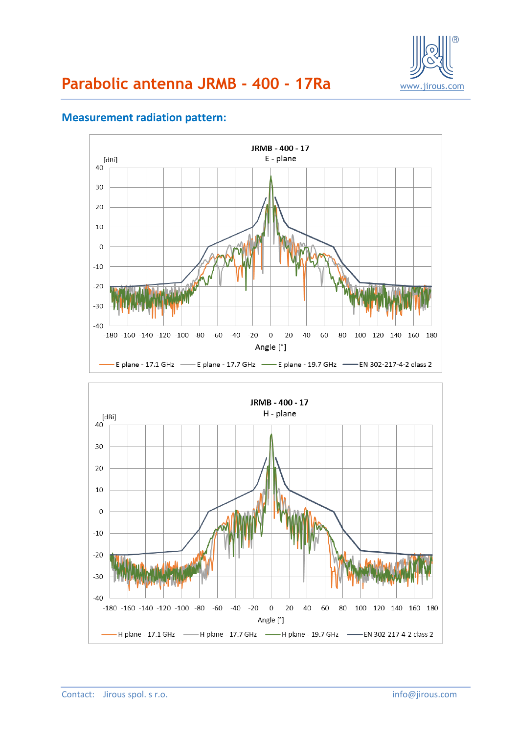# Parabolic antenna JRMB - 400 - 17Ra

## Measurement radiation pattern:

JRMB - 400 - 17
E - plane

[dBi]

Angle [°]

E plane - 17.1 GHz, E plane - 17.7 GHz, E plane - 19.7 GHz, EN 302-217-4-2 class 2

JRMB - 400 - 17
H - plane

[dBi]

Angle [°]

H plane - 17.1 GHz, H plane - 17.7 GHz, H plane - 19.7 GHz, EN 302-217-4-2 class 2

Contact: Jirous spol. s r.o. info@jirous.com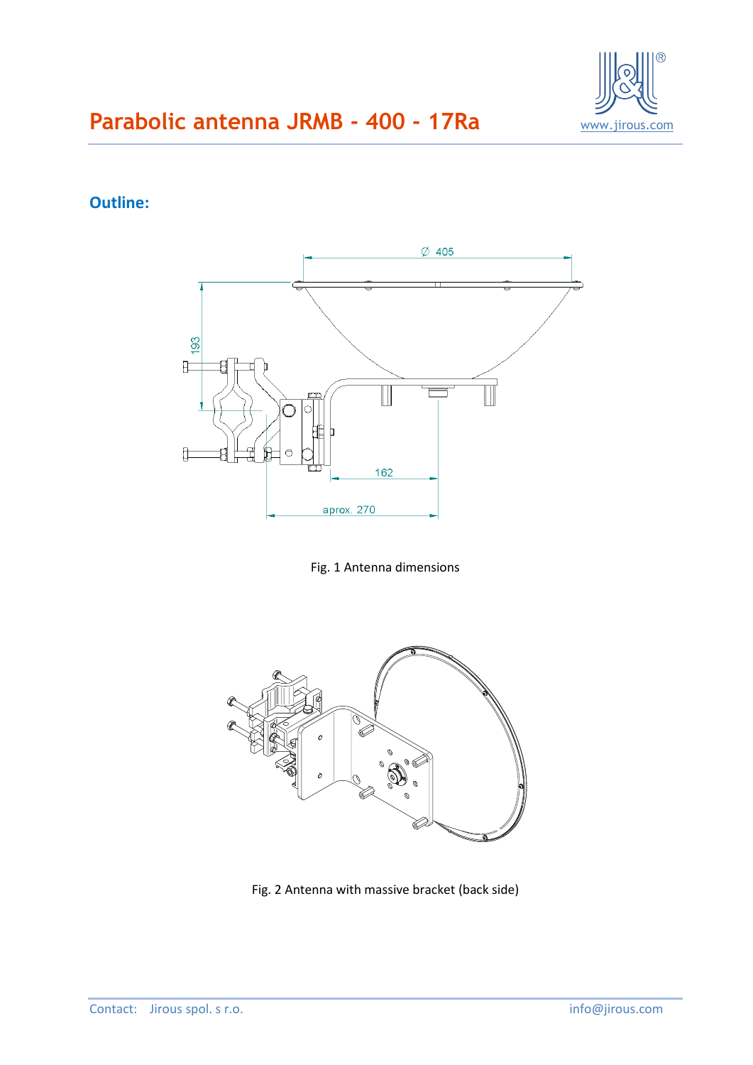# Parabolic antenna JRMB - 400 - 17Ra

## Outline:

∅ 405

193

162

aprox. 270

Fig. 1 Antenna dimensions

Fig. 2 Antenna with massive bracket (back side)